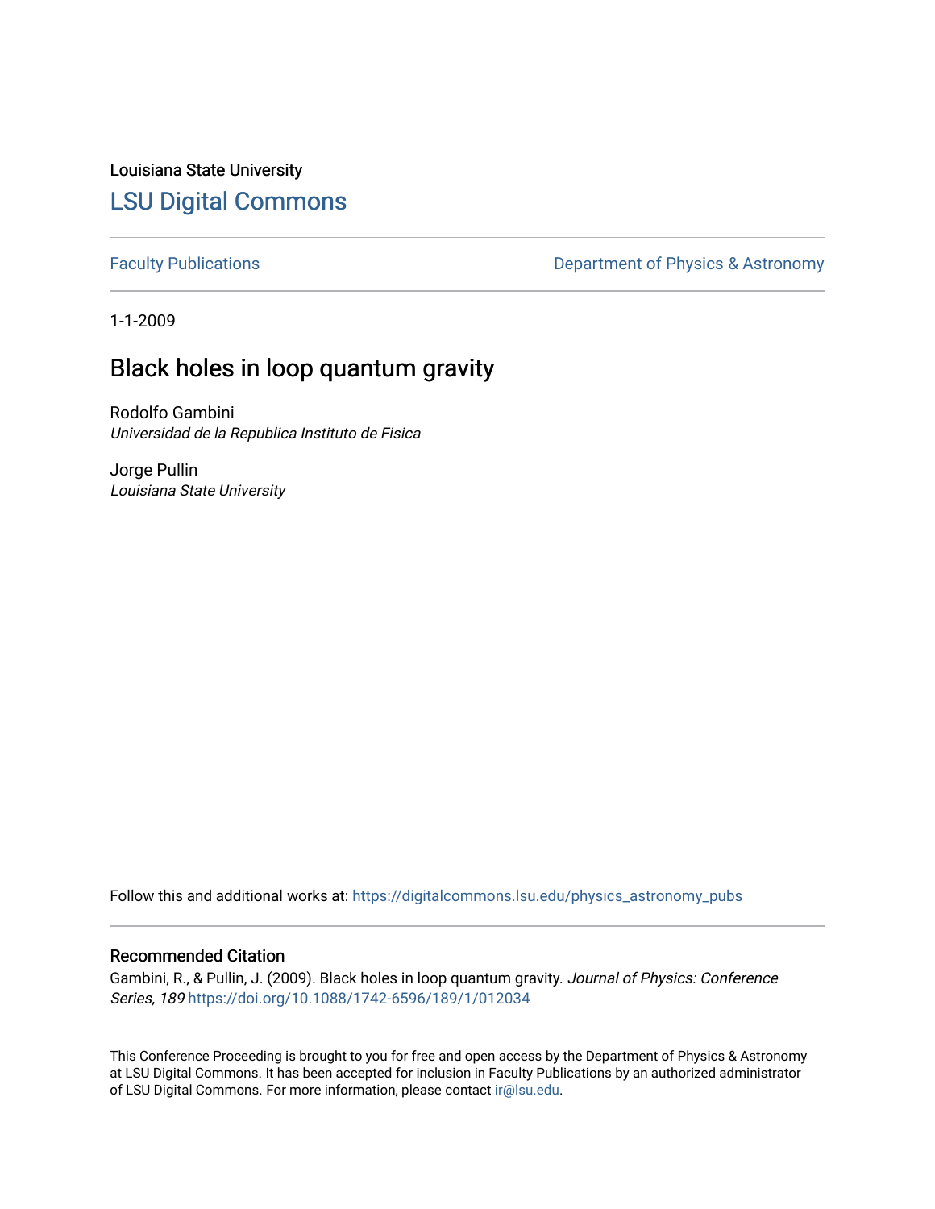Louisiana State University

# LSU Digital Commons

Faculty Publications

Department of Physics & Astronomy

1-1-2009

## Black holes in loop quantum gravity

Rodolfo Gambini
*Universidad de la Republica Instituto de Fisica*

Jorge Pullin
*Louisiana State University*

Follow this and additional works at: https://digitalcommons.lsu.edu/physics_astronomy_pubs

### Recommended Citation

Gambini, R., & Pullin, J. (2009). Black holes in loop quantum gravity. *Journal of Physics: Conference Series, 189* https://doi.org/10.1088/1742-6596/189/1/012034

This Conference Proceeding is brought to you for free and open access by the Department of Physics & Astronomy at LSU Digital Commons. It has been accepted for inclusion in Faculty Publications by an authorized administrator of LSU Digital Commons. For more information, please contact ir@lsu.edu.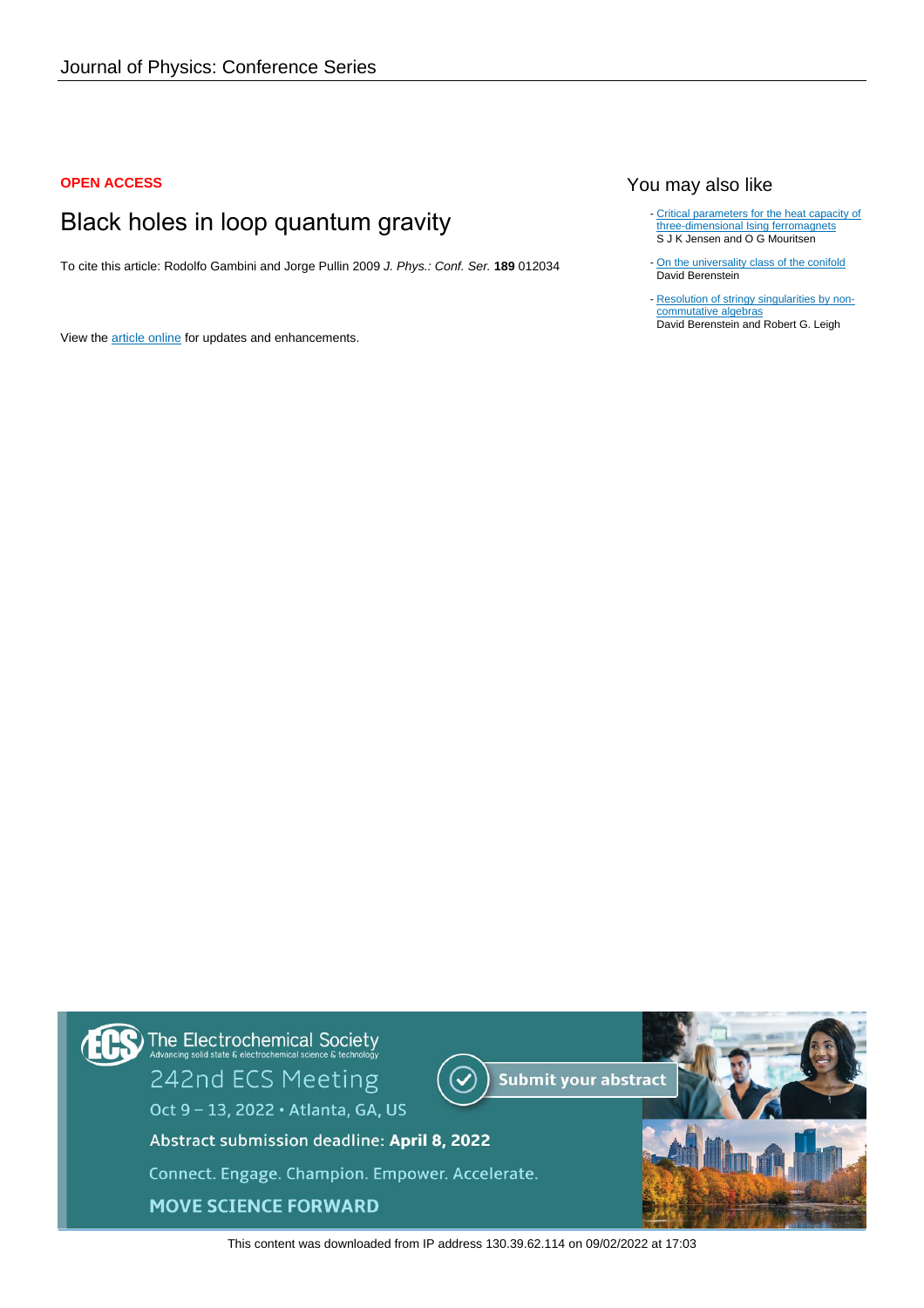Journal of Physics: Conference Series

**OPEN ACCESS**

# Black holes in loop quantum gravity

To cite this article: Rodolfo Gambini and Jorge Pullin 2009 *J. Phys.: Conf. Ser.* **189** 012034

View the article online for updates and enhancements.

## You may also like

- Critical parameters for the heat capacity of three-dimensional Ising ferromagnets
  S J K Jensen and O G Mouritsen
- On the universality class of the conifold
  David Berenstein
- Resolution of stringy singularities by non-commutative algebras
  David Berenstein and Robert G. Leigh

The Electrochemical Society
Advancing solid state & electrochemical science & technology

242nd ECS Meeting
Oct 9 – 13, 2022 • Atlanta, GA, US

Submit your abstract

Abstract submission deadline: **April 8, 2022**

Connect. Engage. Champion. Empower. Accelerate.

MOVE SCIENCE FORWARD

This content was downloaded from IP address 130.39.62.114 on 09/02/2022 at 17:03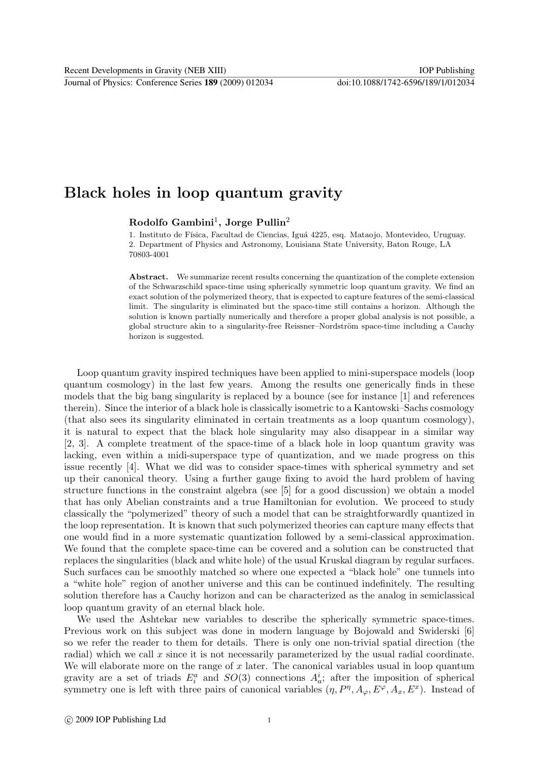# Black holes in loop quantum gravity

**Rodolfo Gambini**[1], **Jorge Pullin**[2]

1. Instituto de Física, Facultad de Ciencias, Iguá 4225, esq. Mataojo, Montevideo, Uruguay.
2. Department of Physics and Astronomy, Louisiana State University, Baton Rouge, LA 70803-4001

**Abstract.** We summarize recent results concerning the quantization of the complete extension of the Schwarzschild space-time using spherically symmetric loop quantum gravity. We find an exact solution of the polymerized theory, that is expected to capture features of the semi-classical limit. The singularity is eliminated but the space-time still contains a horizon. Although the solution is known partially numerically and therefore a proper global analysis is not possible, a global structure akin to a singularity-free Reissner–Nordström space-time including a Cauchy horizon is suggested.

Loop quantum gravity inspired techniques have been applied to mini-superspace models (loop quantum cosmology) in the last few years. Among the results one generically finds in these models that the big bang singularity is replaced by a bounce (see for instance [1] and references therein). Since the interior of a black hole is classically isometric to a Kantowski–Sachs cosmology (that also sees its singularity eliminated in certain treatments as a loop quantum cosmology), it is natural to expect that the black hole singularity may also disappear in a similar way [2, 3]. A complete treatment of the space-time of a black hole in loop quantum gravity was lacking, even within a midi-superspace type of quantization, and we made progress on this issue recently [4]. What we did was to consider space-times with spherical symmetry and set up their canonical theory. Using a further gauge fixing to avoid the hard problem of having structure functions in the constraint algebra (see [5] for a good discussion) we obtain a model that has only Abelian constraints and a true Hamiltonian for evolution. We proceed to study classically the "polymerized" theory of such a model that can be straightforwardly quantized in the loop representation. It is known that such polymerized theories can capture many effects that one would find in a more systematic quantization followed by a semi-classical approximation. We found that the complete space-time can be covered and a solution can be constructed that replaces the singularities (black and white hole) of the usual Kruskal diagram by regular surfaces. Such surfaces can be smoothly matched so where one expected a "black hole" one tunnels into a "white hole" region of another universe and this can be continued indefinitely. The resulting solution therefore has a Cauchy horizon and can be characterized as the analog in semiclassical loop quantum gravity of an eternal black hole.

We used the Ashtekar new variables to describe the spherically symmetric space-times. Previous work on this subject was done in modern language by Bojowald and Swiderski [6] so we refer the reader to them for details. There is only one non-trivial spatial direction (the radial) which we call $x$ since it is not necessarily parameterized by the usual radial coordinate. We will elaborate more on the range of $x$ later. The canonical variables usual in loop quantum gravity are a set of triads $E^a_i$ and $SO(3)$ connections $A^i_a$; after the imposition of spherical symmetry one is left with three pairs of canonical variables $(\eta, P^\eta, A_\varphi, E^\varphi, A_x, E^x)$. Instead of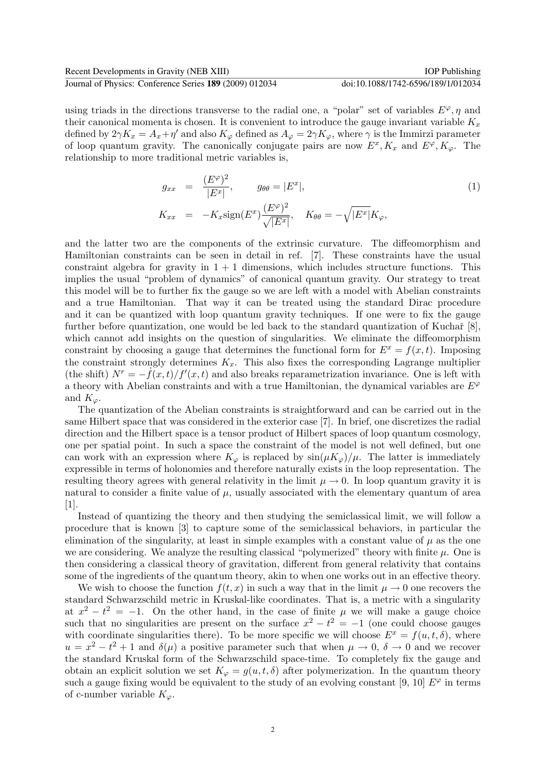using triads in the directions transverse to the radial one, a "polar" set of variables $E^\varphi, \eta$ and their canonical momenta is chosen. It is convenient to introduce the gauge invariant variable $K_x$ defined by $2\gamma K_x = A_x + \eta'$ and also $K_\varphi$ defined as $A_\varphi = 2\gamma K_\varphi$, where $\gamma$ is the Immirzi parameter of loop quantum gravity. The canonically conjugate pairs are now $E^x, K_x$ and $E^\varphi, K_\varphi$. The relationship to more traditional metric variables is,

$$
\begin{aligned}
g_{xx} &= \frac{(E^\varphi)^2}{|E^x|}, \qquad g_{\theta\theta} = |E^x|, \\
K_{xx} &= -K_x \mathrm{sign}(E^x)\frac{(E^\varphi)^2}{\sqrt{|E^x|}}, \quad K_{\theta\theta} = -\sqrt{|E^x|}K_\varphi,
\end{aligned}
\tag{1}
$$

and the latter two are the components of the extrinsic curvature. The diffeomorphism and Hamiltonian constraints can be seen in detail in ref. [7]. These constraints have the usual constraint algebra for gravity in $1+1$ dimensions, which includes structure functions. This implies the usual "problem of dynamics" of canonical quantum gravity. Our strategy to treat this model will be to further fix the gauge so we are left with a model with Abelian constraints and a true Hamiltonian. That way it can be treated using the standard Dirac procedure and it can be quantized with loop quantum gravity techniques. If one were to fix the gauge further before quantization, one would be led back to the standard quantization of Kuchař [8], which cannot add insights on the question of singularities. We eliminate the diffeomorphism constraint by choosing a gauge that determines the functional form for $E^x = f(x,t)$. Imposing the constraint strongly determines $K_x$. This also fixes the corresponding Lagrange multiplier (the shift) $N^r = -\dot{f}(x,t)/f'(x,t)$ and also breaks reparametrization invariance. One is left with a theory with Abelian constraints and with a true Hamiltonian, the dynamical variables are $E^\varphi$ and $K_\varphi$.

The quantization of the Abelian constraints is straightforward and can be carried out in the same Hilbert space that was considered in the exterior case [7]. In brief, one discretizes the radial direction and the Hilbert space is a tensor product of Hilbert spaces of loop quantum cosmology, one per spatial point. In such a space the constraint of the model is not well defined, but one can work with an expression where $K_\varphi$ is replaced by $\sin(\mu K_\varphi)/\mu$. The latter is immediately expressible in terms of holonomies and therefore naturally exists in the loop representation. The resulting theory agrees with general relativity in the limit $\mu \to 0$. In loop quantum gravity it is natural to consider a finite value of $\mu$, usually associated with the elementary quantum of area [1].

Instead of quantizing the theory and then studying the semiclassical limit, we will follow a procedure that is known [3] to capture some of the semiclassical behaviors, in particular the elimination of the singularity, at least in simple examples with a constant value of $\mu$ as the one we are considering. We analyze the resulting classical "polymerized" theory with finite $\mu$. One is then considering a classical theory of gravitation, different from general relativity that contains some of the ingredients of the quantum theory, akin to when one works out in an effective theory.

We wish to choose the function $f(t,x)$ in such a way that in the limit $\mu \to 0$ one recovers the standard Schwarzschild metric in Kruskal-like coordinates. That is, a metric with a singularity at $x^2 - t^2 = -1$. On the other hand, in the case of finite $\mu$ we will make a gauge choice such that no singularities are present on the surface $x^2 - t^2 = -1$ (one could choose gauges with coordinate singularities there). To be more specific we will choose $E^x = f(u,t,\delta)$, where $u = x^2 - t^2 + 1$ and $\delta(\mu)$ a positive parameter such that when $\mu \to 0$, $\delta \to 0$ and we recover the standard Kruskal form of the Schwarzschild space-time. To completely fix the gauge and obtain an explicit solution we set $K_\varphi = g(u,t,\delta)$ after polymerization. In the quantum theory such a gauge fixing would be equivalent to the study of an evolving constant [9, 10] $E^\varphi$ in terms of c-number variable $K_\varphi$.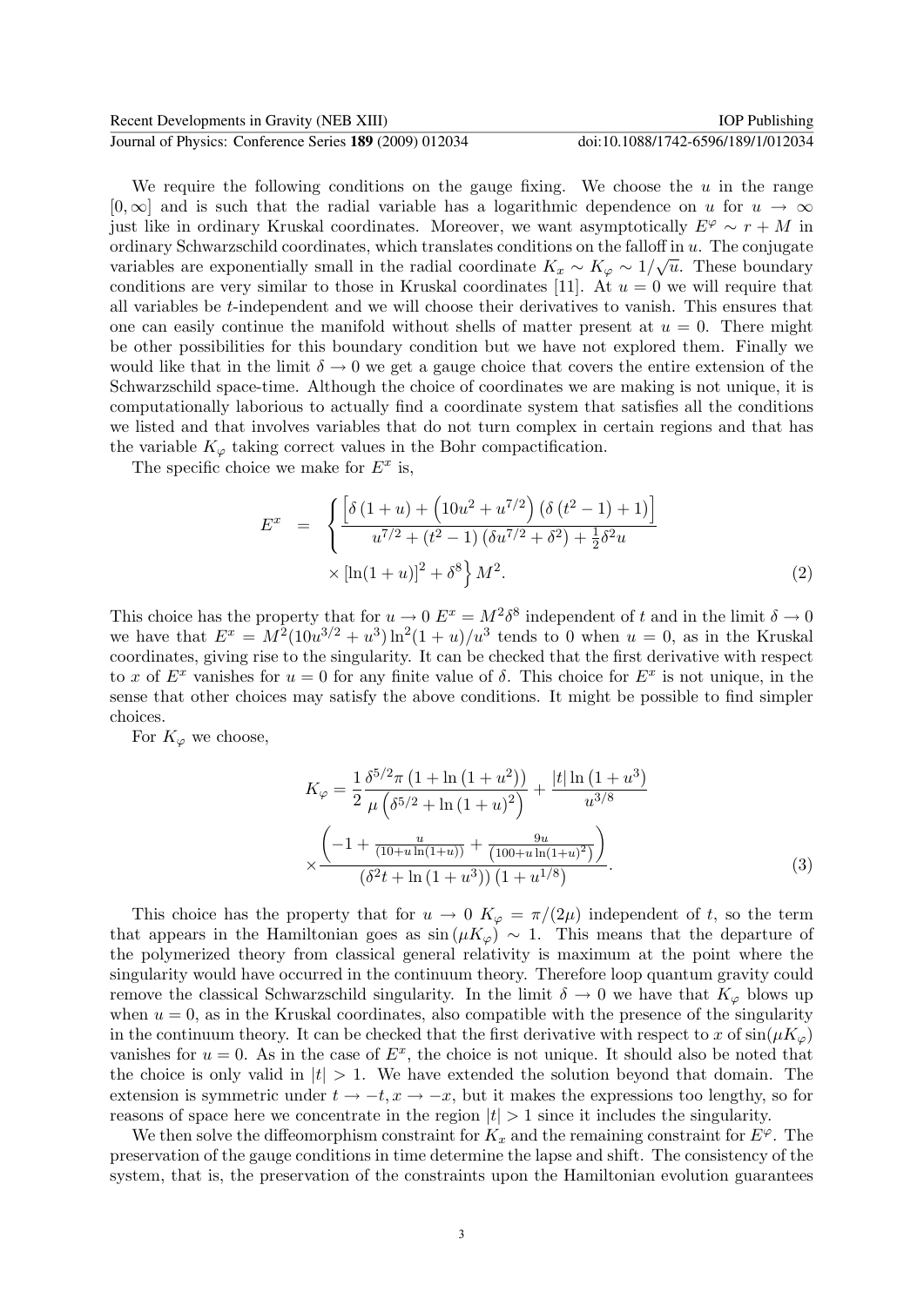We require the following conditions on the gauge fixing. We choose the $u$ in the range $[0, \infty]$ and is such that the radial variable has a logarithmic dependence on $u$ for $u \to \infty$ just like in ordinary Kruskal coordinates. Moreover, we want asymptotically $E^\varphi \sim r + M$ in ordinary Schwarzschild coordinates, which translates conditions on the falloff in $u$. The conjugate variables are exponentially small in the radial coordinate $K_x \sim K_\varphi \sim 1/\sqrt{u}$. These boundary conditions are very similar to those in Kruskal coordinates [11]. At $u = 0$ we will require that all variables be $t$-independent and we will choose their derivatives to vanish. This ensures that one can easily continue the manifold without shells of matter present at $u = 0$. There might be other possibilities for this boundary condition but we have not explored them. Finally we would like that in the limit $\delta \to 0$ we get a gauge choice that covers the entire extension of the Schwarzschild space-time. Although the choice of coordinates we are making is not unique, it is computationally laborious to actually find a coordinate system that satisfies all the conditions we listed and that involves variables that do not turn complex in certain regions and that has the variable $K_\varphi$ taking correct values in the Bohr compactification.

The specific choice we make for $E^x$ is,

$$
\begin{aligned}
E^x \quad &= \quad \left\{ \frac{\left[\delta\left(1+u\right) + \left(10u^2 + u^{7/2}\right)\left(\delta\left(t^2-1\right)+1\right)\right]}{u^{7/2} + \left(t^2-1\right)\left(\delta u^{7/2} + \delta^2\right) + \frac{1}{2}\delta^2 u} \right. \\
&\quad \left. \times \left[\ln(1+u)\right]^2 + \delta^8 \right\} M^2.
\end{aligned} \tag{2}
$$

This choice has the property that for $u \to 0$ $E^x = M^2\delta^8$ independent of $t$ and in the limit $\delta \to 0$ we have that $E^x = M^2(10u^{3/2} + u^3)\ln^2(1+u)/u^3$ tends to 0 when $u = 0$, as in the Kruskal coordinates, giving rise to the singularity. It can be checked that the first derivative with respect to $x$ of $E^x$ vanishes for $u = 0$ for any finite value of $\delta$. This choice for $E^x$ is not unique, in the sense that other choices may satisfy the above conditions. It might be possible to find simpler choices.

For $K_\varphi$ we choose,

$$
\begin{aligned}
K_\varphi &= \frac{1}{2}\frac{\delta^{5/2}\pi\left(1+\ln\left(1+u^2\right)\right)}{\mu\left(\delta^{5/2} + \ln\left(1+u\right)^2\right)} + \frac{|t|\ln\left(1+u^3\right)}{u^{3/8}} \\
&\times \frac{\left(-1 + \frac{u}{\left(10+u\ln(1+u)\right)} + \frac{9u}{\left(100+u\ln(1+u)^2\right)}\right)}{\left(\delta^2 t + \ln\left(1+u^3\right)\right)\left(1+u^{1/8}\right)}.
\end{aligned} \tag{3}
$$

This choice has the property that for $u \to 0$ $K_\varphi = \pi/(2\mu)$ independent of $t$, so the term that appears in the Hamiltonian goes as $\sin(\mu K_\varphi) \sim 1$. This means that the departure of the polymerized theory from classical general relativity is maximum at the point where the singularity would have occurred in the continuum theory. Therefore loop quantum gravity could remove the classical Schwarzschild singularity. In the limit $\delta \to 0$ we have that $K_\varphi$ blows up when $u = 0$, as in the Kruskal coordinates, also compatible with the presence of the singularity in the continuum theory. It can be checked that the first derivative with respect to $x$ of $\sin(\mu K_\varphi)$ vanishes for $u = 0$. As in the case of $E^x$, the choice is not unique. It should also be noted that the choice is only valid in $|t| > 1$. We have extended the solution beyond that domain. The extension is symmetric under $t \to -t, x \to -x$, but it makes the expressions too lengthy, so for reasons of space here we concentrate in the region $|t| > 1$ since it includes the singularity.

We then solve the diffeomorphism constraint for $K_x$ and the remaining constraint for $E^\varphi$. The preservation of the gauge conditions in time determine the lapse and shift. The consistency of the system, that is, the preservation of the constraints upon the Hamiltonian evolution guarantees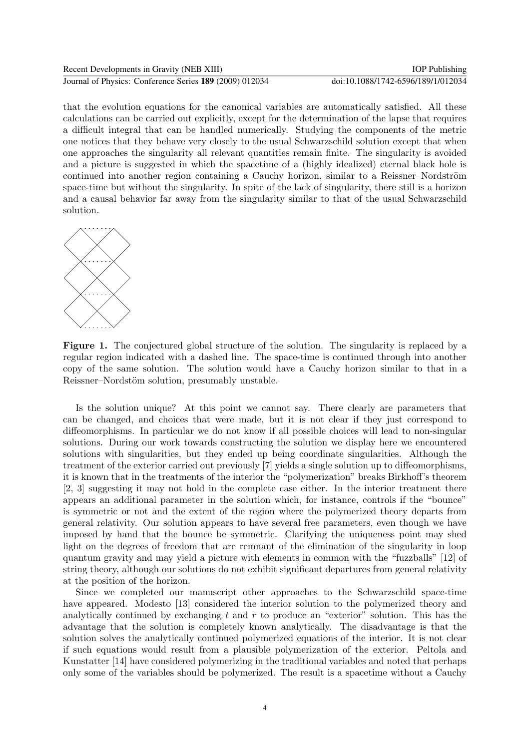that the evolution equations for the canonical variables are automatically satisfied. All these calculations can be carried out explicitly, except for the determination of the lapse that requires a difficult integral that can be handled numerically. Studying the components of the metric one notices that they behave very closely to the usual Schwarzschild solution except that when one approaches the singularity all relevant quantities remain finite. The singularity is avoided and a picture is suggested in which the spacetime of a (highly idealized) eternal black hole is continued into another region containing a Cauchy horizon, similar to a Reissner–Nordström space-time but without the singularity. In spite of the lack of singularity, there still is a horizon and a causal behavior far away from the singularity similar to that of the usual Schwarzschild solution.

**Figure 1.** The conjectured global structure of the solution. The singularity is replaced by a regular region indicated with a dashed line. The space-time is continued through into another copy of the same solution. The solution would have a Cauchy horizon similar to that in a Reissner–Nordstöm solution, presumably unstable.

Is the solution unique? At this point we cannot say. There clearly are parameters that can be changed, and choices that were made, but it is not clear if they just correspond to diffeomorphisms. In particular we do not know if all possible choices will lead to non-singular solutions. During our work towards constructing the solution we display here we encountered solutions with singularities, but they ended up being coordinate singularities. Although the treatment of the exterior carried out previously [7] yields a single solution up to diffeomorphisms, it is known that in the treatments of the interior the "polymerization" breaks Birkhoff's theorem [2, 3] suggesting it may not hold in the complete case either. In the interior treatment there appears an additional parameter in the solution which, for instance, controls if the "bounce" is symmetric or not and the extent of the region where the polymerized theory departs from general relativity. Our solution appears to have several free parameters, even though we have imposed by hand that the bounce be symmetric. Clarifying the uniqueness point may shed light on the degrees of freedom that are remnant of the elimination of the singularity in loop quantum gravity and may yield a picture with elements in common with the "fuzzballs" [12] of string theory, although our solutions do not exhibit significant departures from general relativity at the position of the horizon.

Since we completed our manuscript other approaches to the Schwarzschild space-time have appeared. Modesto [13] considered the interior solution to the polymerized theory and analytically continued by exchanging $t$ and $r$ to produce an "exterior" solution. This has the advantage that the solution is completely known analytically. The disadvantage is that the solution solves the analytically continued polymerized equations of the interior. It is not clear if such equations would result from a plausible polymerization of the exterior. Peltola and Kunstatter [14] have considered polymerizing in the traditional variables and noted that perhaps only some of the variables should be polymerized. The result is a spacetime without a Cauchy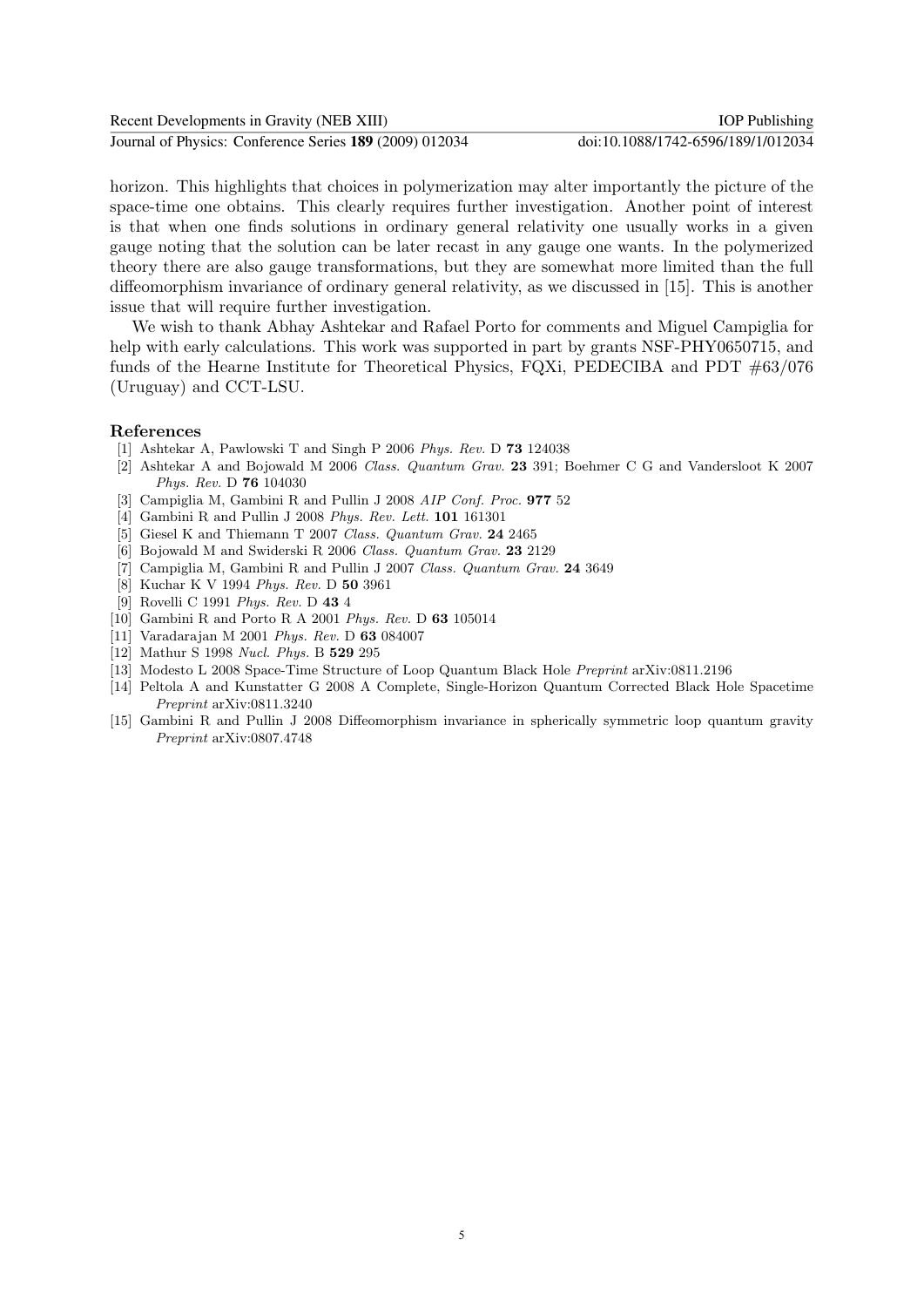horizon. This highlights that choices in polymerization may alter importantly the picture of the space-time one obtains. This clearly requires further investigation. Another point of interest is that when one finds solutions in ordinary general relativity one usually works in a given gauge noting that the solution can be later recast in any gauge one wants. In the polymerized theory there are also gauge transformations, but they are somewhat more limited than the full diffeomorphism invariance of ordinary general relativity, as we discussed in [15]. This is another issue that will require further investigation.

We wish to thank Abhay Ashtekar and Rafael Porto for comments and Miguel Campiglia for help with early calculations. This work was supported in part by grants NSF-PHY0650715, and funds of the Hearne Institute for Theoretical Physics, FQXi, PEDECIBA and PDT #63/076 (Uruguay) and CCT-LSU.

## References

[1] Ashtekar A, Pawlowski T and Singh P 2006 *Phys. Rev.* D **73** 124038

[2] Ashtekar A and Bojowald M 2006 *Class. Quantum Grav.* **23** 391; Boehmer C G and Vandersloot K 2007 *Phys. Rev.* D **76** 104030

[3] Campiglia M, Gambini R and Pullin J 2008 *AIP Conf. Proc.* **977** 52

[4] Gambini R and Pullin J 2008 *Phys. Rev. Lett.* **101** 161301

[5] Giesel K and Thiemann T 2007 *Class. Quantum Grav.* **24** 2465

[6] Bojowald M and Swiderski R 2006 *Class. Quantum Grav.* **23** 2129

[7] Campiglia M, Gambini R and Pullin J 2007 *Class. Quantum Grav.* **24** 3649

[8] Kuchar K V 1994 *Phys. Rev.* D **50** 3961

[9] Rovelli C 1991 *Phys. Rev.* D **43** 4

[10] Gambini R and Porto R A 2001 *Phys. Rev.* D **63** 105014

[11] Varadarajan M 2001 *Phys. Rev.* D **63** 084007

[12] Mathur S 1998 *Nucl. Phys.* B **529** 295

[13] Modesto L 2008 Space-Time Structure of Loop Quantum Black Hole *Preprint* arXiv:0811.2196

[14] Peltola A and Kunstatter G 2008 A Complete, Single-Horizon Quantum Corrected Black Hole Spacetime *Preprint* arXiv:0811.3240

[15] Gambini R and Pullin J 2008 Diffeomorphism invariance in spherically symmetric loop quantum gravity *Preprint* arXiv:0807.4748